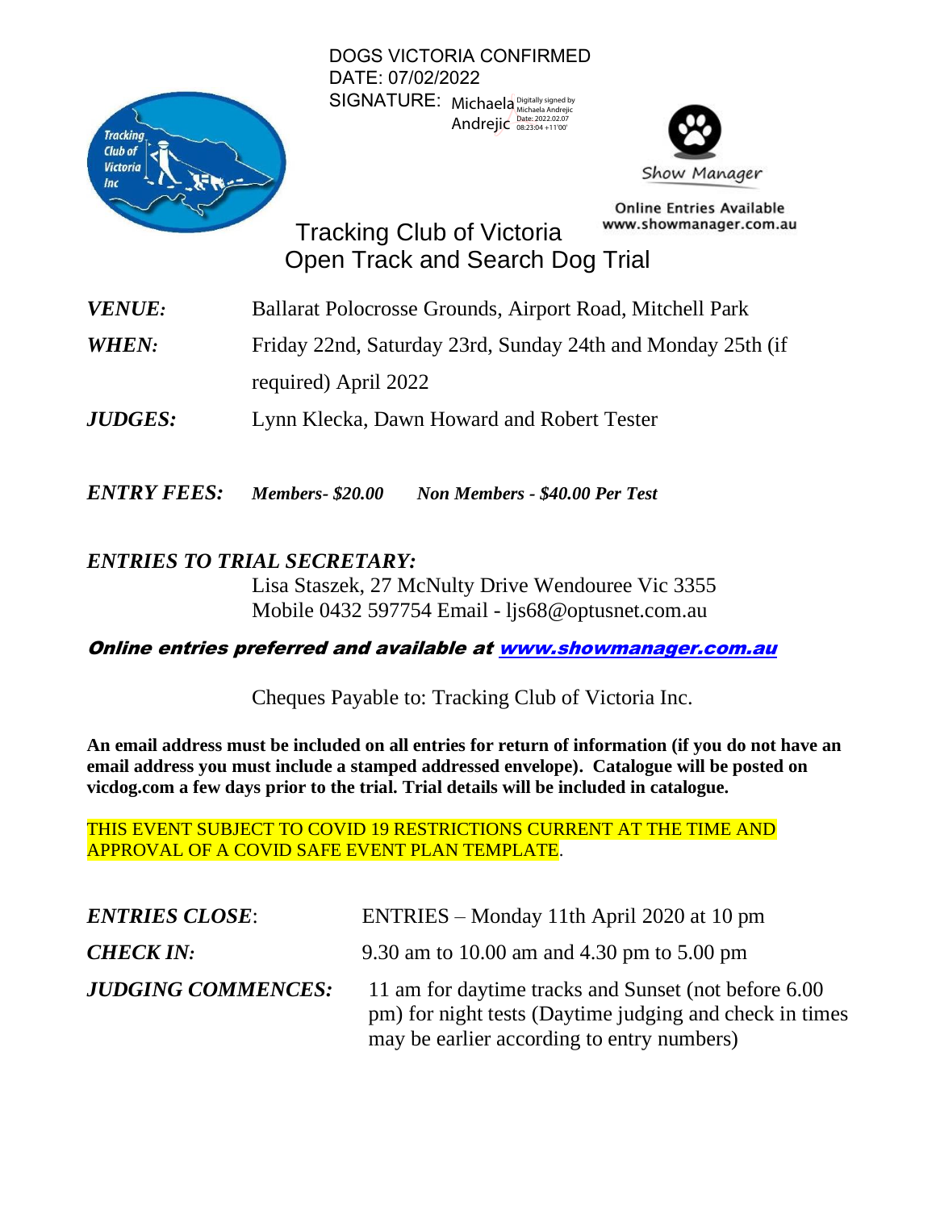DOGS VICTORIA CONFIRMED
DATE: 07/02/2022
SIGNATURE: Michaela Andrejic Digitally signed by Michaela Andrejic Date: 2022.02.07 08:23:04 +11'00'

Show Manager

Online Entries Available
www.showmanager.com.au

# Tracking Club of Victoria
# Open Track and Search Dog Trial

***VENUE:*** Ballarat Polocrosse Grounds, Airport Road, Mitchell Park

***WHEN:*** Friday 22nd, Saturday 23rd, Sunday 24th and Monday 25th (if required) April 2022

***JUDGES:*** Lynn Klecka, Dawn Howard and Robert Tester

***ENTRY FEES:*** ***Members- $20.00*** ***Non Members - $40.00 Per Test***

***ENTRIES TO TRIAL SECRETARY:***

Lisa Staszek, 27 McNulty Drive Wendouree Vic 3355
Mobile 0432 597754 Email - ljs68@optusnet.com.au

***Online entries preferred and available at [www.showmanager.com.au](http://www.showmanager.com.au)***

Cheques Payable to: Tracking Club of Victoria Inc.

**An email address must be included on all entries for return of information (if you do not have an email address you must include a stamped addressed envelope). Catalogue will be posted on vicdog.com a few days prior to the trial. Trial details will be included in catalogue.**

THIS EVENT SUBJECT TO COVID 19 RESTRICTIONS CURRENT AT THE TIME AND APPROVAL OF A COVID SAFE EVENT PLAN TEMPLATE.

***ENTRIES CLOSE***: ENTRIES – Monday 11th April 2020 at 10 pm

***CHECK IN:*** 9.30 am to 10.00 am and 4.30 pm to 5.00 pm

***JUDGING COMMENCES:*** 11 am for daytime tracks and Sunset (not before 6.00 pm) for night tests (Daytime judging and check in times may be earlier according to entry numbers)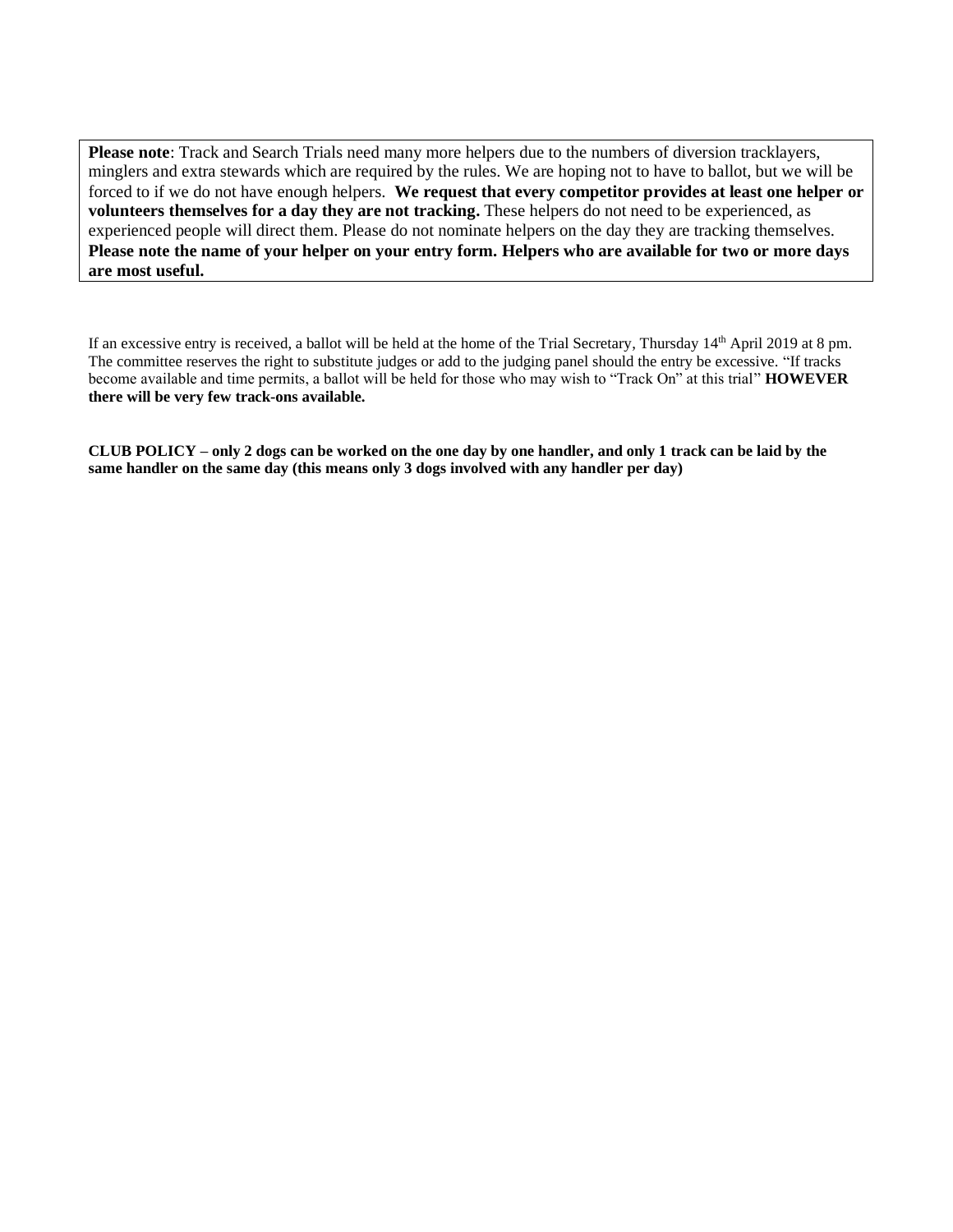**Please note**: Track and Search Trials need many more helpers due to the numbers of diversion tracklayers, minglers and extra stewards which are required by the rules. We are hoping not to have to ballot, but we will be forced to if we do not have enough helpers. **We request that every competitor provides at least one helper or volunteers themselves for a day they are not tracking.** These helpers do not need to be experienced, as experienced people will direct them. Please do not nominate helpers on the day they are tracking themselves. **Please note the name of your helper on your entry form. Helpers who are available for two or more days are most useful.**

If an excessive entry is received, a ballot will be held at the home of the Trial Secretary, Thursday 14th April 2019 at 8 pm. The committee reserves the right to substitute judges or add to the judging panel should the entry be excessive. "If tracks become available and time permits, a ballot will be held for those who may wish to "Track On" at this trial" **HOWEVER there will be very few track-ons available.**

**CLUB POLICY – only 2 dogs can be worked on the one day by one handler, and only 1 track can be laid by the same handler on the same day (this means only 3 dogs involved with any handler per day)**